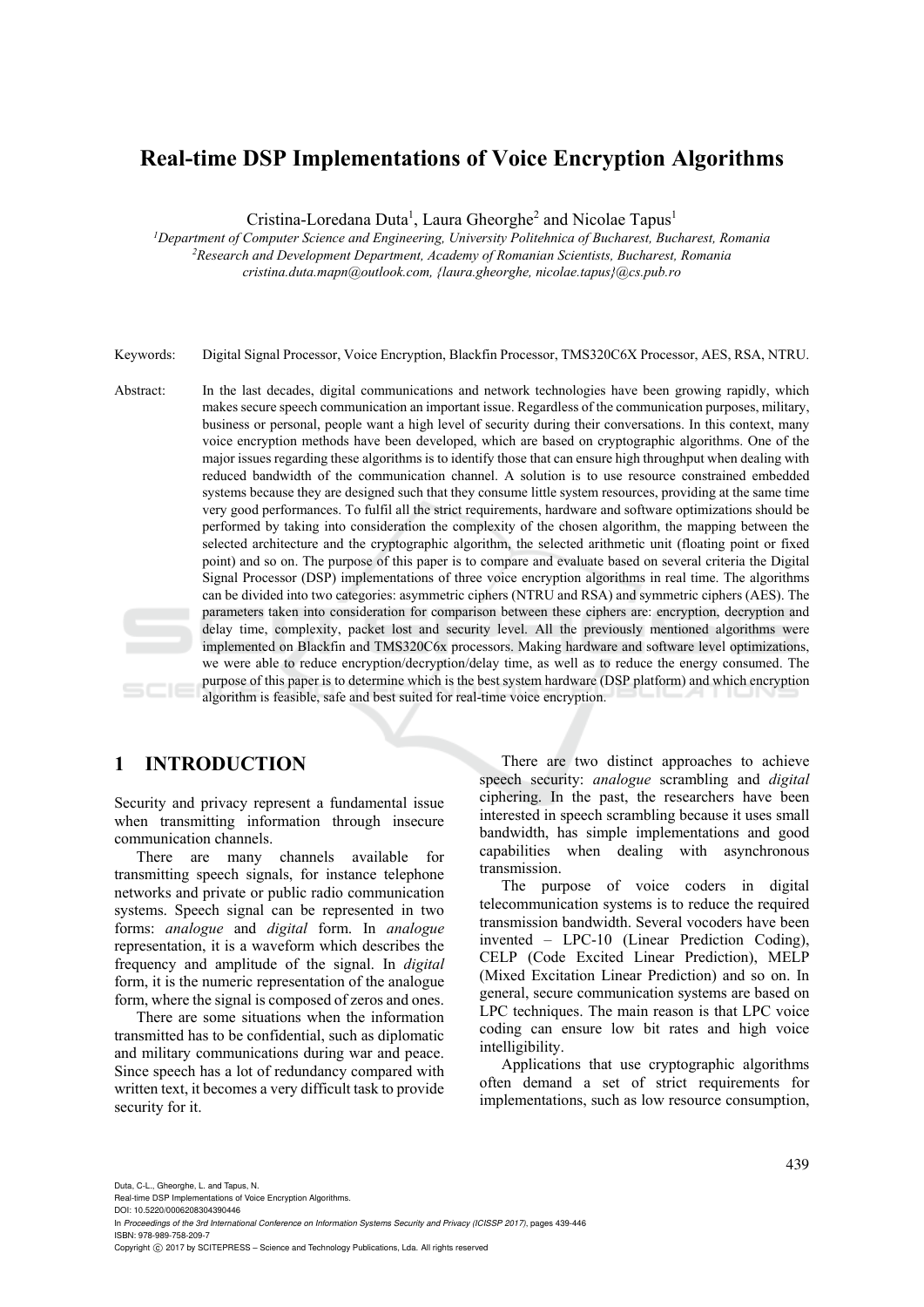# Real-time DSP Implementations of Voice Encryption Algorithms

Cristina-Loredana Duta[1], Laura Gheorghe[2] and Nicolae Tapus[1]

[1]Department of Computer Science and Engineering, University Politehnica of Bucharest, Bucharest, Romania
[2]Research and Development Department, Academy of Romanian Scientists, Bucharest, Romania
cristina.duta.mapn@outlook.com, {laura.gheorghe, nicolae.tapus}@cs.pub.ro

Keywords: Digital Signal Processor, Voice Encryption, Blackfin Processor, TMS320C6X Processor, AES, RSA, NTRU.

Abstract: In the last decades, digital communications and network technologies have been growing rapidly, which makes secure speech communication an important issue. Regardless of the communication purposes, military, business or personal, people want a high level of security during their conversations. In this context, many voice encryption methods have been developed, which are based on cryptographic algorithms. One of the major issues regarding these algorithms is to identify those that can ensure high throughput when dealing with reduced bandwidth of the communication channel. A solution is to use resource constrained embedded systems because they are designed such that they consume little system resources, providing at the same time very good performances. To fulfil all the strict requirements, hardware and software optimizations should be performed by taking into consideration the complexity of the chosen algorithm, the mapping between the selected architecture and the cryptographic algorithm, the selected arithmetic unit (floating point or fixed point) and so on. The purpose of this paper is to compare and evaluate based on several criteria the Digital Signal Processor (DSP) implementations of three voice encryption algorithms in real time. The algorithms can be divided into two categories: asymmetric ciphers (NTRU and RSA) and symmetric ciphers (AES). The parameters taken into consideration for comparison between these ciphers are: encryption, decryption and delay time, complexity, packet lost and security level. All the previously mentioned algorithms were implemented on Blackfin and TMS320C6x processors. Making hardware and software level optimizations, we were able to reduce encryption/decryption/delay time, as well as to reduce the energy consumed. The purpose of this paper is to determine which is the best system hardware (DSP platform) and which encryption algorithm is feasible, safe and best suited for real-time voice encryption.

## 1 INTRODUCTION

Security and privacy represent a fundamental issue when transmitting information through insecure communication channels.

There are many channels available for transmitting speech signals, for instance telephone networks and private or public radio communication systems. Speech signal can be represented in two forms: *analogue* and *digital* form. In *analogue* representation, it is a waveform which describes the frequency and amplitude of the signal. In *digital* form, it is the numeric representation of the analogue form, where the signal is composed of zeros and ones.

There are some situations when the information transmitted has to be confidential, such as diplomatic and military communications during war and peace. Since speech has a lot of redundancy compared with written text, it becomes a very difficult task to provide security for it.

There are two distinct approaches to achieve speech security: *analogue* scrambling and *digital* ciphering. In the past, the researchers have been interested in speech scrambling because it uses small bandwidth, has simple implementations and good capabilities when dealing with asynchronous transmission.

The purpose of voice coders in digital telecommunication systems is to reduce the required transmission bandwidth. Several vocoders have been invented – LPC-10 (Linear Prediction Coding), CELP (Code Excited Linear Prediction), MELP (Mixed Excitation Linear Prediction) and so on. In general, secure communication systems are based on LPC techniques. The main reason is that LPC voice coding can ensure low bit rates and high voice intelligibility.

Applications that use cryptographic algorithms often demand a set of strict requirements for implementations, such as low resource consumption,

Duta, C-L., Gheorghe, L. and Tapus, N.
Real-time DSP Implementations of Voice Encryption Algorithms.
DOI: 10.5220/0006208304390446
In *Proceedings of the 3rd International Conference on Information Systems Security and Privacy (ICISSP 2017)*, pages 439-446
ISBN: 978-989-758-209-7
Copyright © 2017 by SCITEPRESS – Science and Technology Publications, Lda. All rights reserved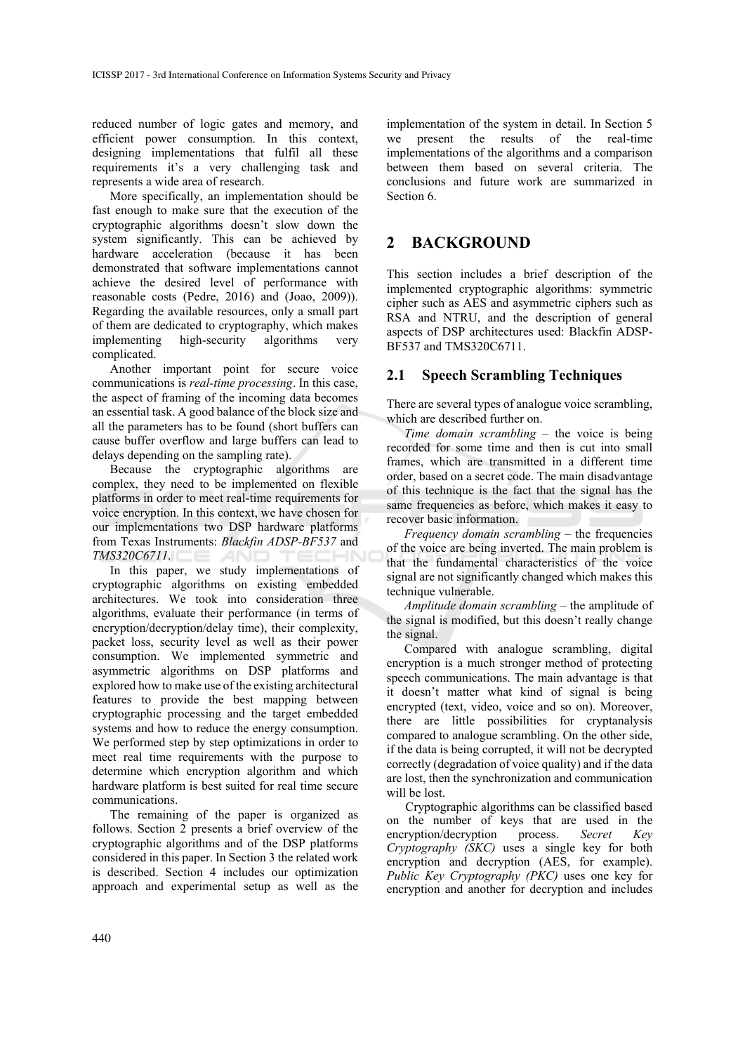reduced number of logic gates and memory, and efficient power consumption. In this context, designing implementations that fulfil all these requirements it's a very challenging task and represents a wide area of research.

More specifically, an implementation should be fast enough to make sure that the execution of the cryptographic algorithms doesn't slow down the system significantly. This can be achieved by hardware acceleration (because it has been demonstrated that software implementations cannot achieve the desired level of performance with reasonable costs (Pedre, 2016) and (Joao, 2009)). Regarding the available resources, only a small part of them are dedicated to cryptography, which makes implementing high-security algorithms very complicated.

Another important point for secure voice communications is *real-time processing*. In this case, the aspect of framing of the incoming data becomes an essential task. A good balance of the block size and all the parameters has to be found (short buffers can cause buffer overflow and large buffers can lead to delays depending on the sampling rate).

Because the cryptographic algorithms are complex, they need to be implemented on flexible platforms in order to meet real-time requirements for voice encryption. In this context, we have chosen for our implementations two DSP hardware platforms from Texas Instruments: *Blackfin ADSP-BF537* and *TMS320C6711*.

In this paper, we study implementations of cryptographic algorithms on existing embedded architectures. We took into consideration three algorithms, evaluate their performance (in terms of encryption/decryption/delay time), their complexity, packet loss, security level as well as their power consumption. We implemented symmetric and asymmetric algorithms on DSP platforms and explored how to make use of the existing architectural features to provide the best mapping between cryptographic processing and the target embedded systems and how to reduce the energy consumption. We performed step by step optimizations in order to meet real time requirements with the purpose to determine which encryption algorithm and which hardware platform is best suited for real time secure communications.

The remaining of the paper is organized as follows. Section 2 presents a brief overview of the cryptographic algorithms and of the DSP platforms considered in this paper. In Section 3 the related work is described. Section 4 includes our optimization approach and experimental setup as well as the implementation of the system in detail. In Section 5 we present the results of the real-time implementations of the algorithms and a comparison between them based on several criteria. The conclusions and future work are summarized in Section 6.

## 2 BACKGROUND

This section includes a brief description of the implemented cryptographic algorithms: symmetric cipher such as AES and asymmetric ciphers such as RSA and NTRU, and the description of general aspects of DSP architectures used: Blackfin ADSP-BF537 and TMS320C6711.

### 2.1 Speech Scrambling Techniques

There are several types of analogue voice scrambling, which are described further on.

*Time domain scrambling* – the voice is being recorded for some time and then is cut into small frames, which are transmitted in a different time order, based on a secret code. The main disadvantage of this technique is the fact that the signal has the same frequencies as before, which makes it easy to recover basic information.

*Frequency domain scrambling* – the frequencies of the voice are being inverted. The main problem is that the fundamental characteristics of the voice signal are not significantly changed which makes this technique vulnerable.

*Amplitude domain scrambling* – the amplitude of the signal is modified, but this doesn't really change the signal.

Compared with analogue scrambling, digital encryption is a much stronger method of protecting speech communications. The main advantage is that it doesn't matter what kind of signal is being encrypted (text, video, voice and so on). Moreover, there are little possibilities for cryptanalysis compared to analogue scrambling. On the other side, if the data is being corrupted, it will not be decrypted correctly (degradation of voice quality) and if the data are lost, then the synchronization and communication will be lost.

Cryptographic algorithms can be classified based on the number of keys that are used in the encryption/decryption process. *Secret Key Cryptography (SKC)* uses a single key for both encryption and decryption (AES, for example). *Public Key Cryptography (PKC)* uses one key for encryption and another for decryption and includes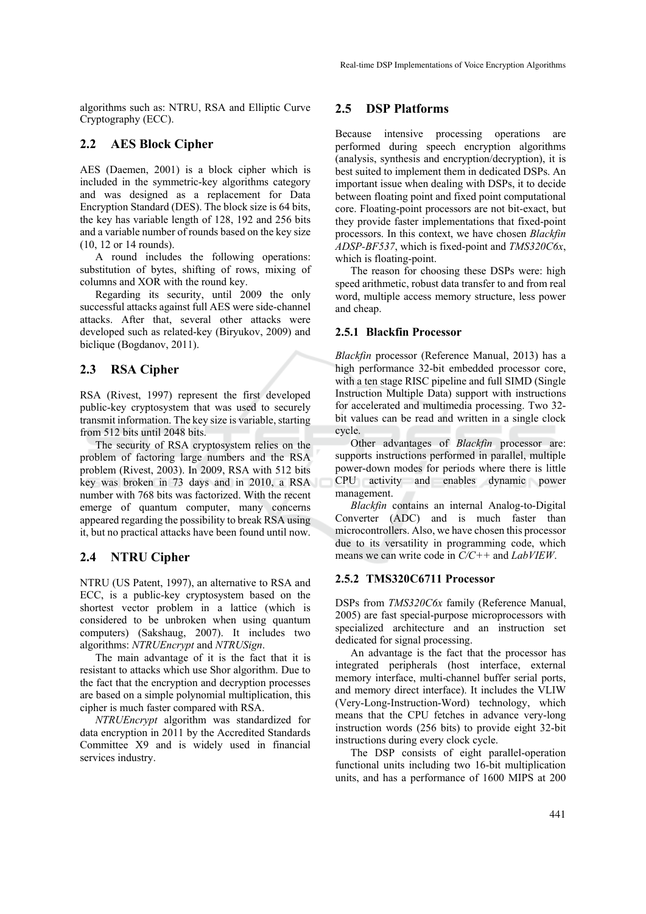algorithms such as: NTRU, RSA and Elliptic Curve Cryptography (ECC).

## 2.2 AES Block Cipher

AES (Daemen, 2001) is a block cipher which is included in the symmetric-key algorithms category and was designed as a replacement for Data Encryption Standard (DES). The block size is 64 bits, the key has variable length of 128, 192 and 256 bits and a variable number of rounds based on the key size (10, 12 or 14 rounds).

A round includes the following operations: substitution of bytes, shifting of rows, mixing of columns and XOR with the round key.

Regarding its security, until 2009 the only successful attacks against full AES were side-channel attacks. After that, several other attacks were developed such as related-key (Biryukov, 2009) and biclique (Bogdanov, 2011).

## 2.3 RSA Cipher

RSA (Rivest, 1997) represent the first developed public-key cryptosystem that was used to securely transmit information. The key size is variable, starting from 512 bits until 2048 bits.

The security of RSA cryptosystem relies on the problem of factoring large numbers and the RSA problem (Rivest, 2003). In 2009, RSA with 512 bits key was broken in 73 days and in 2010, a RSA number with 768 bits was factorized. With the recent emerge of quantum computer, many concerns appeared regarding the possibility to break RSA using it, but no practical attacks have been found until now.

## 2.4 NTRU Cipher

NTRU (US Patent, 1997), an alternative to RSA and ECC, is a public-key cryptosystem based on the shortest vector problem in a lattice (which is considered to be unbroken when using quantum computers) (Sakshaug, 2007). It includes two algorithms: *NTRUEncrypt* and *NTRUSign*.

The main advantage of it is the fact that it is resistant to attacks which use Shor algorithm. Due to the fact that the encryption and decryption processes are based on a simple polynomial multiplication, this cipher is much faster compared with RSA.

*NTRUEncrypt* algorithm was standardized for data encryption in 2011 by the Accredited Standards Committee X9 and is widely used in financial services industry.

## 2.5 DSP Platforms

Because intensive processing operations are performed during speech encryption algorithms (analysis, synthesis and encryption/decryption), it is best suited to implement them in dedicated DSPs. An important issue when dealing with DSPs, it to decide between floating point and fixed point computational core. Floating-point processors are not bit-exact, but they provide faster implementations that fixed-point processors. In this context, we have chosen *Blackfin ADSP-BF537*, which is fixed-point and *TMS320C6x*, which is floating-point.

The reason for choosing these DSPs were: high speed arithmetic, robust data transfer to and from real word, multiple access memory structure, less power and cheap.

### 2.5.1 Blackfin Processor

*Blackfin* processor (Reference Manual, 2013) has a high performance 32-bit embedded processor core, with a ten stage RISC pipeline and full SIMD (Single Instruction Multiple Data) support with instructions for accelerated and multimedia processing. Two 32-bit values can be read and written in a single clock cycle.

Other advantages of *Blackfin* processor are: supports instructions performed in parallel, multiple power-down modes for periods where there is little CPU activity and enables dynamic power management.

*Blackfin* contains an internal Analog-to-Digital Converter (ADC) and is much faster than microcontrollers. Also, we have chosen this processor due to its versatility in programming code, which means we can write code in *C/C++* and *LabVIEW*.

### 2.5.2 TMS320C6711 Processor

DSPs from *TMS320C6x* family (Reference Manual, 2005) are fast special-purpose microprocessors with specialized architecture and an instruction set dedicated for signal processing.

An advantage is the fact that the processor has integrated peripherals (host interface, external memory interface, multi-channel buffer serial ports, and memory direct interface). It includes the VLIW (Very-Long-Instruction-Word) technology, which means that the CPU fetches in advance very-long instruction words (256 bits) to provide eight 32-bit instructions during every clock cycle.

The DSP consists of eight parallel-operation functional units including two 16-bit multiplication units, and has a performance of 1600 MIPS at 200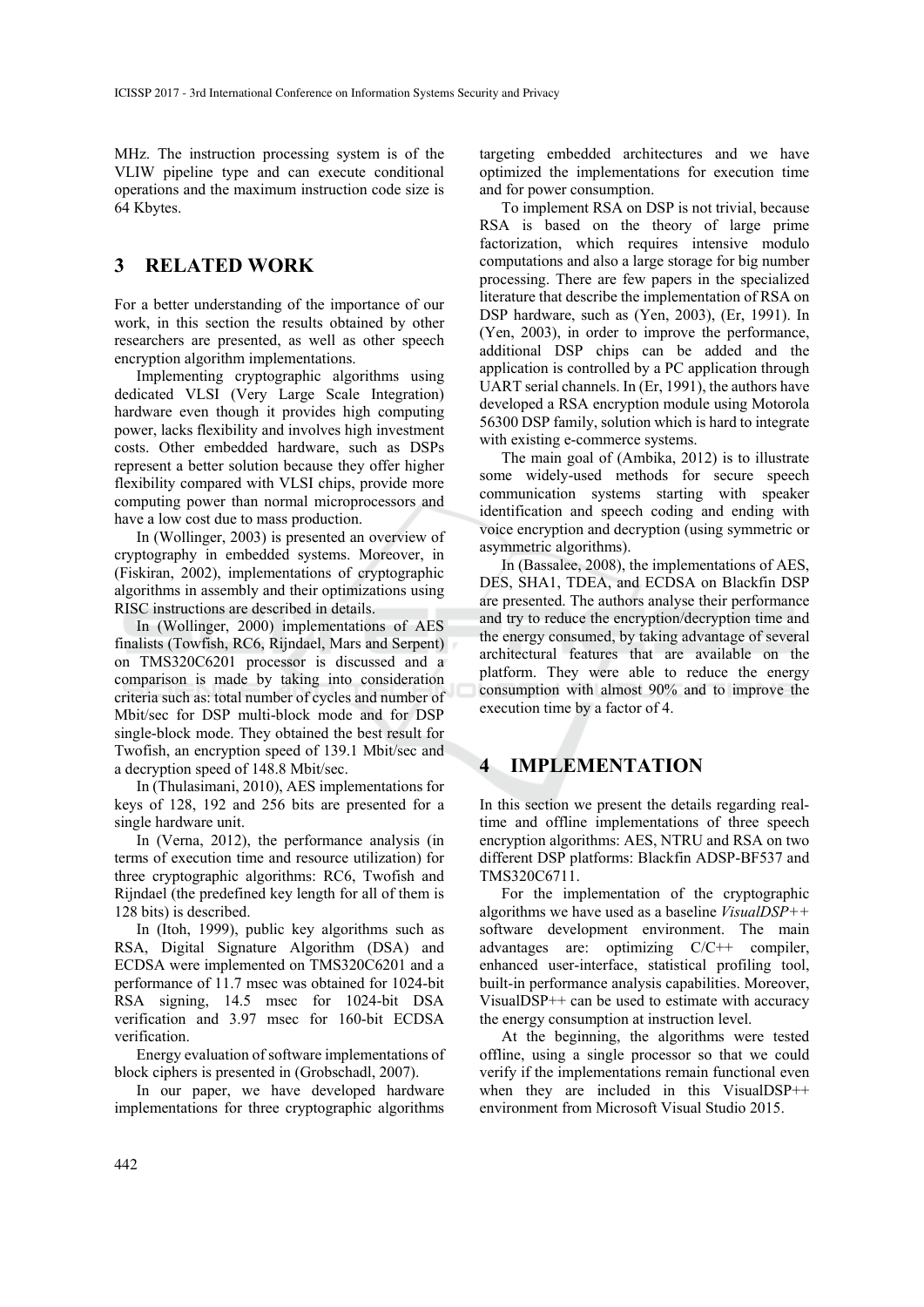MHz. The instruction processing system is of the VLIW pipeline type and can execute conditional operations and the maximum instruction code size is 64 Kbytes.

## 3 RELATED WORK

For a better understanding of the importance of our work, in this section the results obtained by other researchers are presented, as well as other speech encryption algorithm implementations.

Implementing cryptographic algorithms using dedicated VLSI (Very Large Scale Integration) hardware even though it provides high computing power, lacks flexibility and involves high investment costs. Other embedded hardware, such as DSPs represent a better solution because they offer higher flexibility compared with VLSI chips, provide more computing power than normal microprocessors and have a low cost due to mass production.

In (Wollinger, 2003) is presented an overview of cryptography in embedded systems. Moreover, in (Fiskiran, 2002), implementations of cryptographic algorithms in assembly and their optimizations using RISC instructions are described in details.

In (Wollinger, 2000) implementations of AES finalists (Towfish, RC6, Rijndael, Mars and Serpent) on TMS320C6201 processor is discussed and a comparison is made by taking into consideration criteria such as: total number of cycles and number of Mbit/sec for DSP multi-block mode and for DSP single-block mode. They obtained the best result for Twofish, an encryption speed of 139.1 Mbit/sec and a decryption speed of 148.8 Mbit/sec.

In (Thulasimani, 2010), AES implementations for keys of 128, 192 and 256 bits are presented for a single hardware unit.

In (Verna, 2012), the performance analysis (in terms of execution time and resource utilization) for three cryptographic algorithms: RC6, Twofish and Rijndael (the predefined key length for all of them is 128 bits) is described.

In (Itoh, 1999), public key algorithms such as RSA, Digital Signature Algorithm (DSA) and ECDSA were implemented on TMS320C6201 and a performance of 11.7 msec was obtained for 1024-bit RSA signing, 14.5 msec for 1024-bit DSA verification and 3.97 msec for 160-bit ECDSA verification.

Energy evaluation of software implementations of block ciphers is presented in (Grobschadl, 2007).

In our paper, we have developed hardware implementations for three cryptographic algorithms targeting embedded architectures and we have optimized the implementations for execution time and for power consumption.

To implement RSA on DSP is not trivial, because RSA is based on the theory of large prime factorization, which requires intensive modulo computations and also a large storage for big number processing. There are few papers in the specialized literature that describe the implementation of RSA on DSP hardware, such as (Yen, 2003), (Er, 1991). In (Yen, 2003), in order to improve the performance, additional DSP chips can be added and the application is controlled by a PC application through UART serial channels. In (Er, 1991), the authors have developed a RSA encryption module using Motorola 56300 DSP family, solution which is hard to integrate with existing e-commerce systems.

The main goal of (Ambika, 2012) is to illustrate some widely-used methods for secure speech communication systems starting with speaker identification and speech coding and ending with voice encryption and decryption (using symmetric or asymmetric algorithms).

In (Bassalee, 2008), the implementations of AES, DES, SHA1, TDEA, and ECDSA on Blackfin DSP are presented. The authors analyse their performance and try to reduce the encryption/decryption time and the energy consumed, by taking advantage of several architectural features that are available on the platform. They were able to reduce the energy consumption with almost 90% and to improve the execution time by a factor of 4.

## 4 IMPLEMENTATION

In this section we present the details regarding real-time and offline implementations of three speech encryption algorithms: AES, NTRU and RSA on two different DSP platforms: Blackfin ADSP-BF537 and TMS320C6711.

For the implementation of the cryptographic algorithms we have used as a baseline *VisualDSP++* software development environment. The main advantages are: optimizing C/C++ compiler, enhanced user-interface, statistical profiling tool, built-in performance analysis capabilities. Moreover, VisualDSP++ can be used to estimate with accuracy the energy consumption at instruction level.

At the beginning, the algorithms were tested offline, using a single processor so that we could verify if the implementations remain functional even when they are included in this VisualDSP++ environment from Microsoft Visual Studio 2015.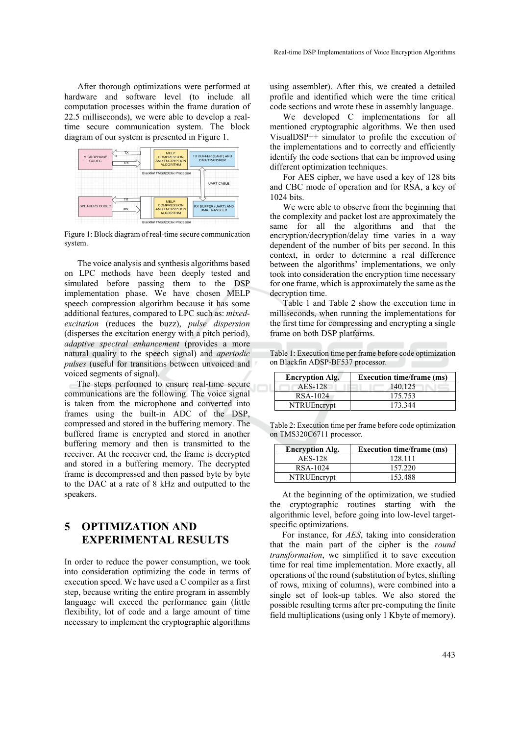After thorough optimizations were performed at hardware and software level (to include all computation processes within the frame duration of 22.5 milliseconds), we were able to develop a real-time secure communication system. The block diagram of our system is presented in Figure 1.

Figure 1: Block diagram of real-time secure communication system.

The voice analysis and synthesis algorithms based on LPC methods have been deeply tested and simulated before passing them to the DSP implementation phase. We have chosen MELP speech compression algorithm because it has some additional features, compared to LPC such as: *mixed-excitation* (reduces the buzz), *pulse dispersion* (disperses the excitation energy with a pitch period), *adaptive spectral enhancement* (provides a more natural quality to the speech signal) and *aperiodic pulses* (useful for transitions between unvoiced and voiced segments of signal).

The steps performed to ensure real-time secure communications are the following. The voice signal is taken from the microphone and converted into frames using the built-in ADC of the DSP, compressed and stored in the buffering memory. The buffered frame is encrypted and stored in another buffering memory and then is transmitted to the receiver. At the receiver end, the frame is decrypted and stored in a buffering memory. The decrypted frame is decompressed and then passed byte by byte to the DAC at a rate of 8 kHz and outputted to the speakers.

## 5 OPTIMIZATION AND EXPERIMENTAL RESULTS

In order to reduce the power consumption, we took into consideration optimizing the code in terms of execution speed. We have used a C compiler as a first step, because writing the entire program in assembly language will exceed the performance gain (little flexibility, lot of code and a large amount of time necessary to implement the cryptographic algorithms using assembler). After this, we created a detailed profile and identified which were the time critical code sections and wrote these in assembly language.

We developed C implementations for all mentioned cryptographic algorithms. We then used VisualDSP++ simulator to profile the execution of the implementations and to correctly and efficiently identify the code sections that can be improved using different optimization techniques.

For AES cipher, we have used a key of 128 bits and CBC mode of operation and for RSA, a key of 1024 bits.

We were able to observe from the beginning that the complexity and packet lost are approximately the same for all the algorithms and that the encryption/decryption/delay time varies in a way dependent of the number of bits per second. In this context, in order to determine a real difference between the algorithms' implementations, we only took into consideration the encryption time necessary for one frame, which is approximately the same as the decryption time.

Table 1 and Table 2 show the execution time in milliseconds, when running the implementations for the first time for compressing and encrypting a single frame on both DSP platforms.

Table 1: Execution time per frame before code optimization on Blackfin ADSP-BF537 processor.

| Encryption Alg. | Execution time/frame (ms) |
|---|---|
| AES-128 | 140.125 |
| RSA-1024 | 175.753 |
| NTRUEncrypt | 173.344 |

Table 2: Execution time per frame before code optimization on TMS320C6711 processor.

| Encryption Alg. | Execution time/frame (ms) |
|---|---|
| AES-128 | 128.111 |
| RSA-1024 | 157.220 |
| NTRUEncrypt | 153.488 |

At the beginning of the optimization, we studied the cryptographic routines starting with the algorithmic level, before going into low-level target-specific optimizations.

For instance, for *AES*, taking into consideration that the main part of the cipher is the *round transformation*, we simplified it to save execution time for real time implementation. More exactly, all operations of the round (substitution of bytes, shifting of rows, mixing of columns), were combined into a single set of look-up tables. We also stored the possible resulting terms after pre-computing the finite field multiplications (using only 1 Kbyte of memory).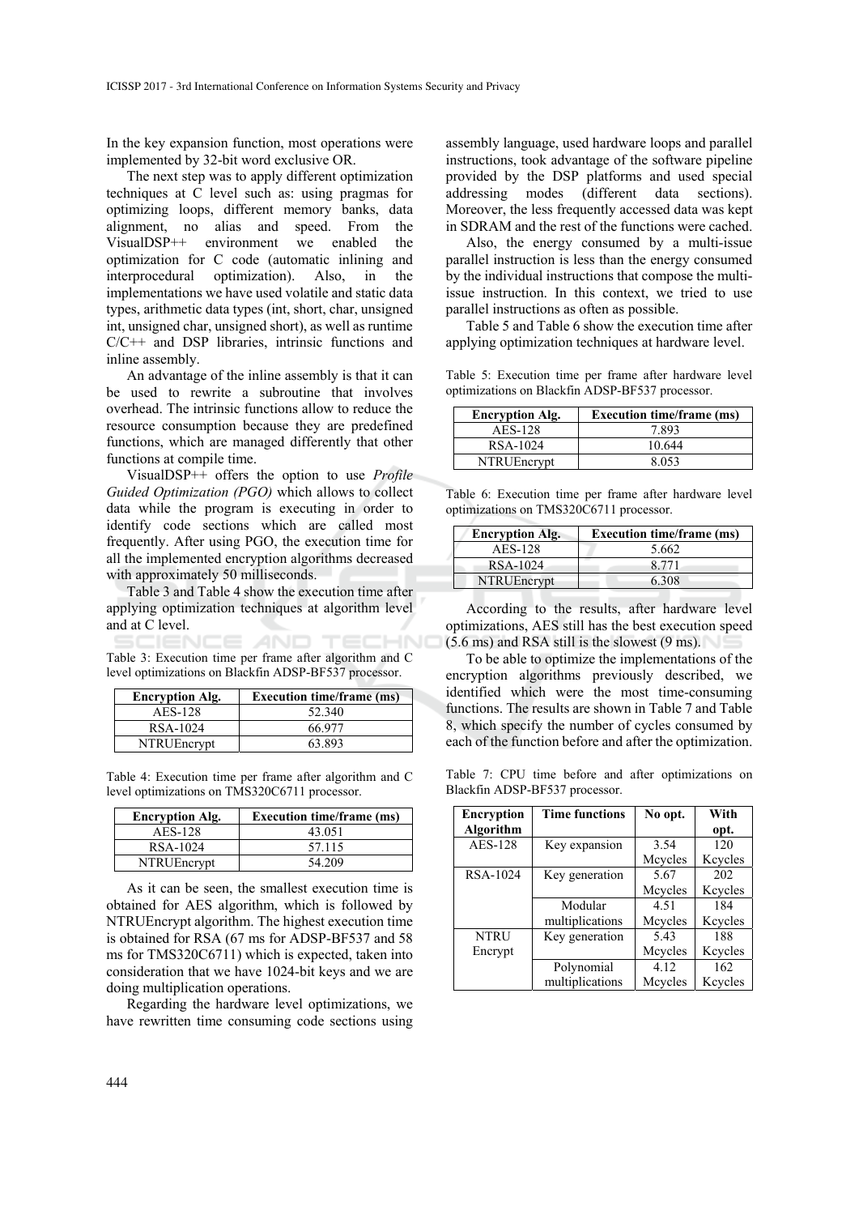In the key expansion function, most operations were implemented by 32-bit word exclusive OR.

The next step was to apply different optimization techniques at C level such as: using pragmas for optimizing loops, different memory banks, data alignment, no alias and speed. From the VisualDSP++ environment we enabled the optimization for C code (automatic inlining and interprocedural optimization). Also, in the implementations we have used volatile and static data types, arithmetic data types (int, short, char, unsigned int, unsigned char, unsigned short), as well as runtime C/C++ and DSP libraries, intrinsic functions and inline assembly.

An advantage of the inline assembly is that it can be used to rewrite a subroutine that involves overhead. The intrinsic functions allow to reduce the resource consumption because they are predefined functions, which are managed differently that other functions at compile time.

VisualDSP++ offers the option to use *Profile Guided Optimization (PGO)* which allows to collect data while the program is executing in order to identify code sections which are called most frequently. After using PGO, the execution time for all the implemented encryption algorithms decreased with approximately 50 milliseconds.

Table 3 and Table 4 show the execution time after applying optimization techniques at algorithm level and at C level.

Table 3: Execution time per frame after algorithm and C level optimizations on Blackfin ADSP-BF537 processor.

| Encryption Alg. | Execution time/frame (ms) |
|---|---|
| AES-128 | 52.340 |
| RSA-1024 | 66.977 |
| NTRUEncrypt | 63.893 |

Table 4: Execution time per frame after algorithm and C level optimizations on TMS320C6711 processor.

| Encryption Alg. | Execution time/frame (ms) |
|---|---|
| AES-128 | 43.051 |
| RSA-1024 | 57.115 |
| NTRUEncrypt | 54.209 |

As it can be seen, the smallest execution time is obtained for AES algorithm, which is followed by NTRUEncrypt algorithm. The highest execution time is obtained for RSA (67 ms for ADSP-BF537 and 58 ms for TMS320C6711) which is expected, taken into consideration that we have 1024-bit keys and we are doing multiplication operations.

Regarding the hardware level optimizations, we have rewritten time consuming code sections using assembly language, used hardware loops and parallel instructions, took advantage of the software pipeline provided by the DSP platforms and used special addressing modes (different data sections). Moreover, the less frequently accessed data was kept in SDRAM and the rest of the functions were cached.

Also, the energy consumed by a multi-issue parallel instruction is less than the energy consumed by the individual instructions that compose the multi-issue instruction. In this context, we tried to use parallel instructions as often as possible.

Table 5 and Table 6 show the execution time after applying optimization techniques at hardware level.

Table 5: Execution time per frame after hardware level optimizations on Blackfin ADSP-BF537 processor.

| Encryption Alg. | Execution time/frame (ms) |
|---|---|
| AES-128 | 7.893 |
| RSA-1024 | 10.644 |
| NTRUEncrypt | 8.053 |

Table 6: Execution time per frame after hardware level optimizations on TMS320C6711 processor.

| Encryption Alg. | Execution time/frame (ms) |
|---|---|
| AES-128 | 5.662 |
| RSA-1024 | 8.771 |
| NTRUEncrypt | 6.308 |

According to the results, after hardware level optimizations, AES still has the best execution speed (5.6 ms) and RSA still is the slowest (9 ms).

To be able to optimize the implementations of the encryption algorithms previously described, we identified which were the most time-consuming functions. The results are shown in Table 7 and Table 8, which specify the number of cycles consumed by each of the function before and after the optimization.

Table 7: CPU time before and after optimizations on Blackfin ADSP-BF537 processor.

| Encryption Algorithm | Time functions | No opt. | With opt. |
|---|---|---|---|
| AES-128 | Key expansion | 3.54 Mcycles | 120 Kcycles |
| RSA-1024 | Key generation | 5.67 Mcycles | 202 Kcycles |
| | Modular multiplications | 4.51 Mcycles | 184 Kcycles |
| NTRU Encrypt | Key generation | 5.43 Mcycles | 188 Kcycles |
| | Polynomial multiplications | 4.12 Mcycles | 162 Kcycles |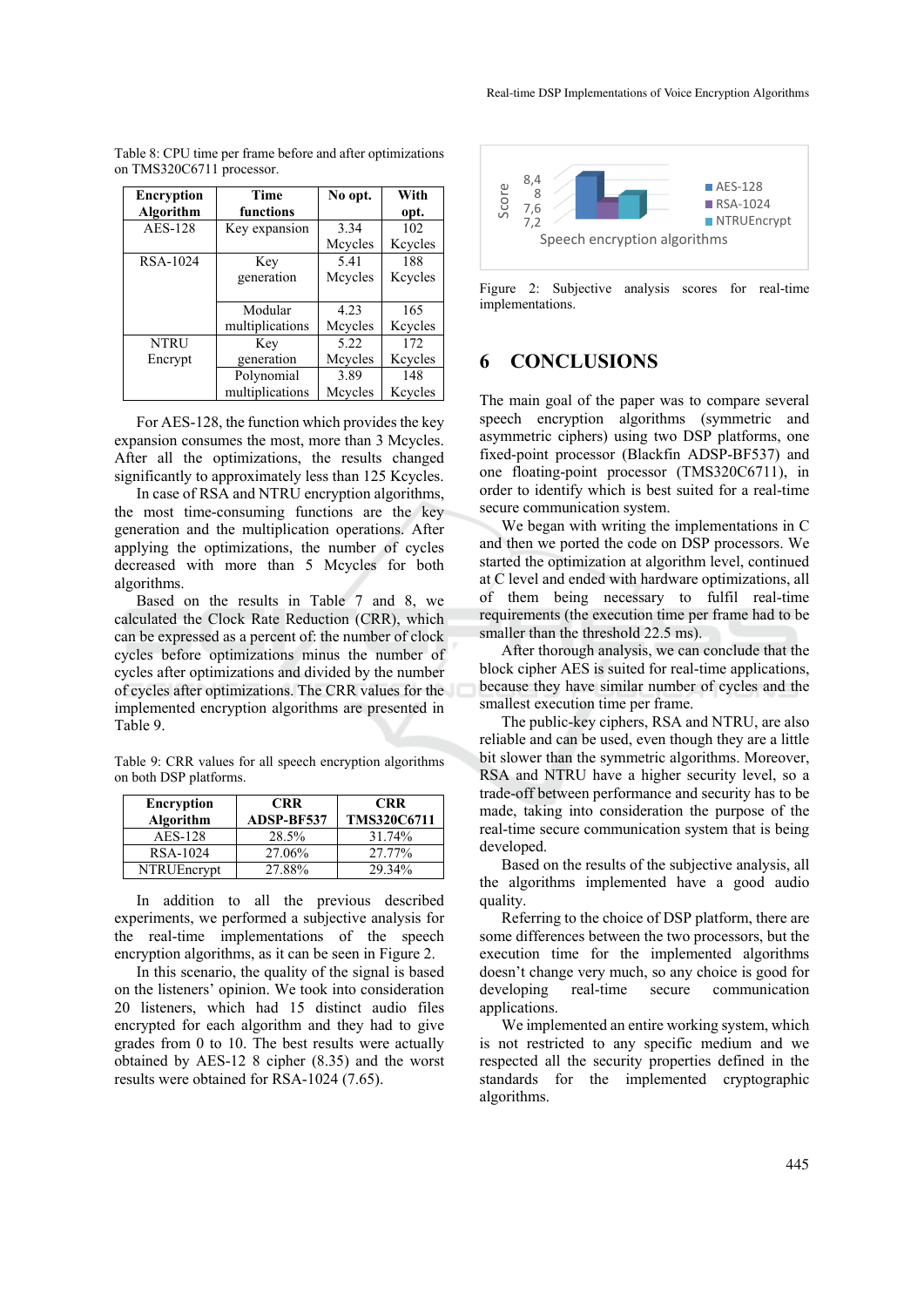Table 8: CPU time per frame before and after optimizations on TMS320C6711 processor.

| Encryption Algorithm | Time functions | No opt. | With opt. |
|---|---|---|---|
| AES-128 | Key expansion | 3.34 Mcycles | 102 Kcycles |
| RSA-1024 | Key generation | 5.41 Mcycles | 188 Kcycles |
| | Modular multiplications | 4.23 Mcycles | 165 Kcycles |
| NTRU Encrypt | Key generation | 5.22 Mcycles | 172 Kcycles |
| | Polynomial multiplications | 3.89 Mcycles | 148 Kcycles |

For AES-128, the function which provides the key expansion consumes the most, more than 3 Mcycles. After all the optimizations, the results changed significantly to approximately less than 125 Kcycles.

In case of RSA and NTRU encryption algorithms, the most time-consuming functions are the key generation and the multiplication operations. After applying the optimizations, the number of cycles decreased with more than 5 Mcycles for both algorithms.

Based on the results in Table 7 and 8, we calculated the Clock Rate Reduction (CRR), which can be expressed as a percent of: the number of clock cycles before optimizations minus the number of cycles after optimizations and divided by the number of cycles after optimizations. The CRR values for the implemented encryption algorithms are presented in Table 9.

Table 9: CRR values for all speech encryption algorithms on both DSP platforms.

| Encryption Algorithm | CRR ADSP-BF537 | CRR TMS320C6711 |
|---|---|---|
| AES-128 | 28.5% | 31.74% |
| RSA-1024 | 27.06% | 27.77% |
| NTRUEncrypt | 27.88% | 29.34% |

In addition to all the previous described experiments, we performed a subjective analysis for the real-time implementations of the speech encryption algorithms, as it can be seen in Figure 2.

In this scenario, the quality of the signal is based on the listeners' opinion. We took into consideration 20 listeners, which had 15 distinct audio files encrypted for each algorithm and they had to give grades from 0 to 10. The best results were actually obtained by AES-12 8 cipher (8.35) and the worst results were obtained for RSA-1024 (7.65).

Figure 2: Subjective analysis scores for real-time implementations.

## 6 CONCLUSIONS

The main goal of the paper was to compare several speech encryption algorithms (symmetric and asymmetric ciphers) using two DSP platforms, one fixed-point processor (Blackfin ADSP-BF537) and one floating-point processor (TMS320C6711), in order to identify which is best suited for a real-time secure communication system.

We began with writing the implementations in C and then we ported the code on DSP processors. We started the optimization at algorithm level, continued at C level and ended with hardware optimizations, all of them being necessary to fulfil real-time requirements (the execution time per frame had to be smaller than the threshold 22.5 ms).

After thorough analysis, we can conclude that the block cipher AES is suited for real-time applications, because they have similar number of cycles and the smallest execution time per frame.

The public-key ciphers, RSA and NTRU, are also reliable and can be used, even though they are a little bit slower than the symmetric algorithms. Moreover, RSA and NTRU have a higher security level, so a trade-off between performance and security has to be made, taking into consideration the purpose of the real-time secure communication system that is being developed.

Based on the results of the subjective analysis, all the algorithms implemented have a good audio quality.

Referring to the choice of DSP platform, there are some differences between the two processors, but the execution time for the implemented algorithms doesn't change very much, so any choice is good for developing real-time secure communication applications.

We implemented an entire working system, which is not restricted to any specific medium and we respected all the security properties defined in the standards for the implemented cryptographic algorithms.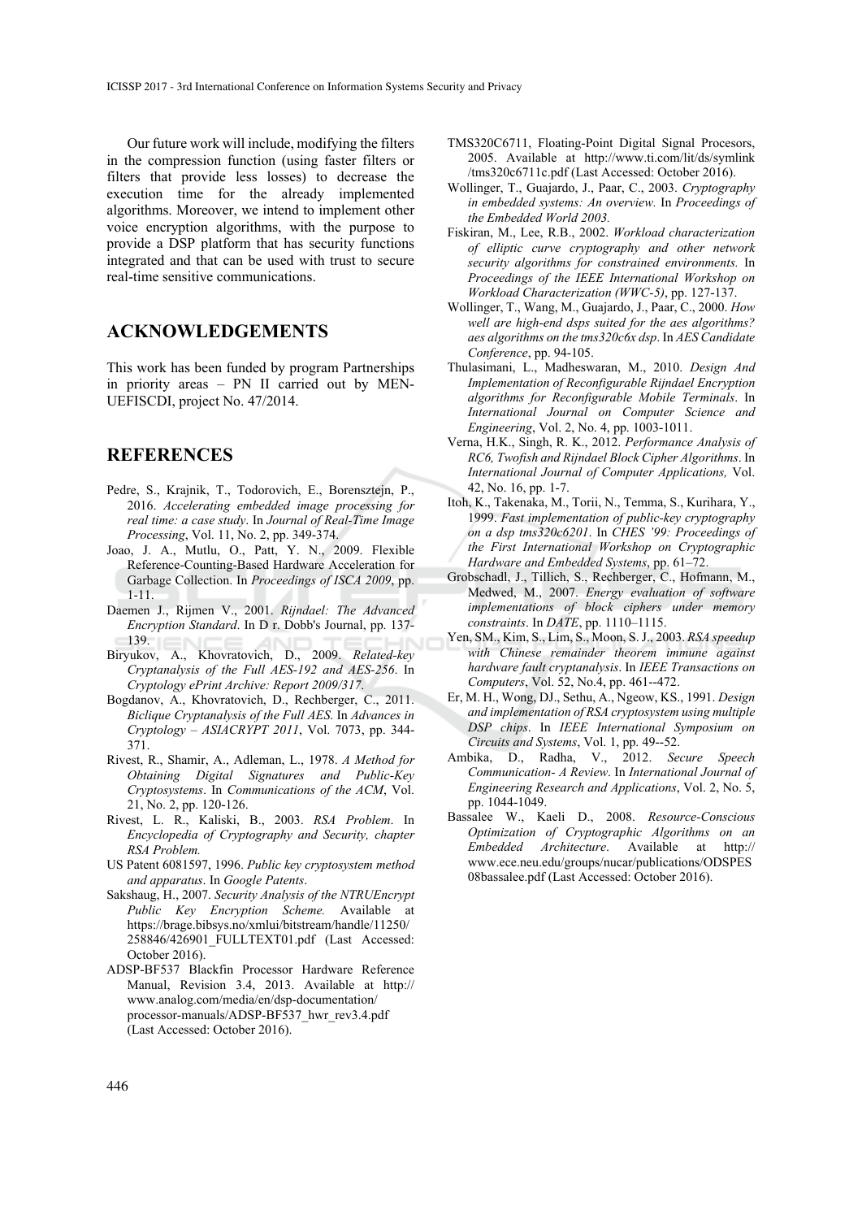Our future work will include, modifying the filters in the compression function (using faster filters or filters that provide less losses) to decrease the execution time for the already implemented algorithms. Moreover, we intend to implement other voice encryption algorithms, with the purpose to provide a DSP platform that has security functions integrated and that can be used with trust to secure real-time sensitive communications.

## ACKNOWLEDGEMENTS

This work has been funded by program Partnerships in priority areas – PN II carried out by MEN-UEFISCDI, project No. 47/2014.

## REFERENCES

Pedre, S., Krajnik, T., Todorovich, E., Borensztejn, P., 2016. *Accelerating embedded image processing for real time: a case study*. In *Journal of Real-Time Image Processing*, Vol. 11, No. 2, pp. 349-374.

Joao, J. A., Mutlu, O., Patt, Y. N., 2009. Flexible Reference-Counting-Based Hardware Acceleration for Garbage Collection. In *Proceedings of ISCA 2009*, pp. 1-11.

Daemen J., Rijmen V., 2001. *Rijndael: The Advanced Encryption Standard*. In D r. Dobb's Journal, pp. 137-139.

Biryukov, A., Khovratovich, D., 2009. *Related-key Cryptanalysis of the Full AES-192 and AES-256*. In *Cryptology ePrint Archive: Report 2009/317*.

Bogdanov, A., Khovratovich, D., Rechberger, C., 2011. *Biclique Cryptanalysis of the Full AES*. In *Advances in Cryptology – ASIACRYPT 2011*, Vol. 7073, pp. 344-371.

Rivest, R., Shamir, A., Adleman, L., 1978. *A Method for Obtaining Digital Signatures and Public-Key Cryptosystems*. In *Communications of the ACM*, Vol. 21, No. 2, pp. 120-126.

Rivest, L. R., Kaliski, B., 2003. *RSA Problem*. In *Encyclopedia of Cryptography and Security, chapter RSA Problem.*

US Patent 6081597, 1996. *Public key cryptosystem method and apparatus*. In *Google Patents*.

Sakshaug, H., 2007. *Security Analysis of the NTRUEncrypt Public Key Encryption Scheme.* Available at https://brage.bibsys.no/xmlui/bitstream/handle/11250/258846/426901_FULLTEXT01.pdf (Last Accessed: October 2016).

ADSP-BF537 Blackfin Processor Hardware Reference Manual, Revision 3.4, 2013. Available at http://www.analog.com/media/en/dsp-documentation/processor-manuals/ADSP-BF537_hwr_rev3.4.pdf (Last Accessed: October 2016).

TMS320C6711, Floating-Point Digital Signal Procesors, 2005. Available at http://www.ti.com/lit/ds/symlink/tms320c6711c.pdf (Last Accessed: October 2016).

Wollinger, T., Guajardo, J., Paar, C., 2003. *Cryptography in embedded systems: An overview.* In *Proceedings of the Embedded World 2003.*

Fiskiran, M., Lee, R.B., 2002. *Workload characterization of elliptic curve cryptography and other network security algorithms for constrained environments.* In *Proceedings of the IEEE International Workshop on Workload Characterization (WWC-5)*, pp. 127-137.

Wollinger, T., Wang, M., Guajardo, J., Paar, C., 2000. *How well are high-end dsps suited for the aes algorithms? aes algorithms on the tms320c6x dsp*. In *AES Candidate Conference*, pp. 94-105.

Thulasimani, L., Madheswaran, M., 2010. *Design And Implementation of Reconfigurable Rijndael Encryption algorithms for Reconfigurable Mobile Terminals*. In *International Journal on Computer Science and Engineering*, Vol. 2, No. 4, pp. 1003-1011.

Verna, H.K., Singh, R. K., 2012. *Performance Analysis of RC6, Twofish and Rijndael Block Cipher Algorithms*. In *International Journal of Computer Applications,* Vol. 42, No. 16, pp. 1-7.

Itoh, K., Takenaka, M., Torii, N., Temma, S., Kurihara, Y., 1999. *Fast implementation of public-key cryptography on a dsp tms320c6201*. In *CHES '99: Proceedings of the First International Workshop on Cryptographic Hardware and Embedded Systems*, pp. 61–72.

Grobschadl, J., Tillich, S., Rechberger, C., Hofmann, M., Medwed, M., 2007. *Energy evaluation of software implementations of block ciphers under memory constraints*. In *DATE*, pp. 1110–1115.

Yen, SM., Kim, S., Lim, S., Moon, S. J., 2003. *RSA speedup with Chinese remainder theorem immune against hardware fault cryptanalysis*. In *IEEE Transactions on Computers*, Vol. 52, No.4, pp. 461--472.

Er, M. H., Wong, DJ., Sethu, A., Ngeow, KS., 1991. *Design and implementation of RSA cryptosystem using multiple DSP chips*. In *IEEE International Symposium on Circuits and Systems*, Vol. 1, pp. 49--52.

Ambika, D., Radha, V., 2012. *Secure Speech Communication- A Review*. In *International Journal of Engineering Research and Applications*, Vol. 2, No. 5, pp. 1044-1049.

Bassalee W., Kaeli D., 2008. *Resource-Conscious Optimization of Cryptographic Algorithms on an Embedded Architecture*. Available at http://www.ece.neu.edu/groups/nucar/publications/ODSPES08bassalee.pdf (Last Accessed: October 2016).